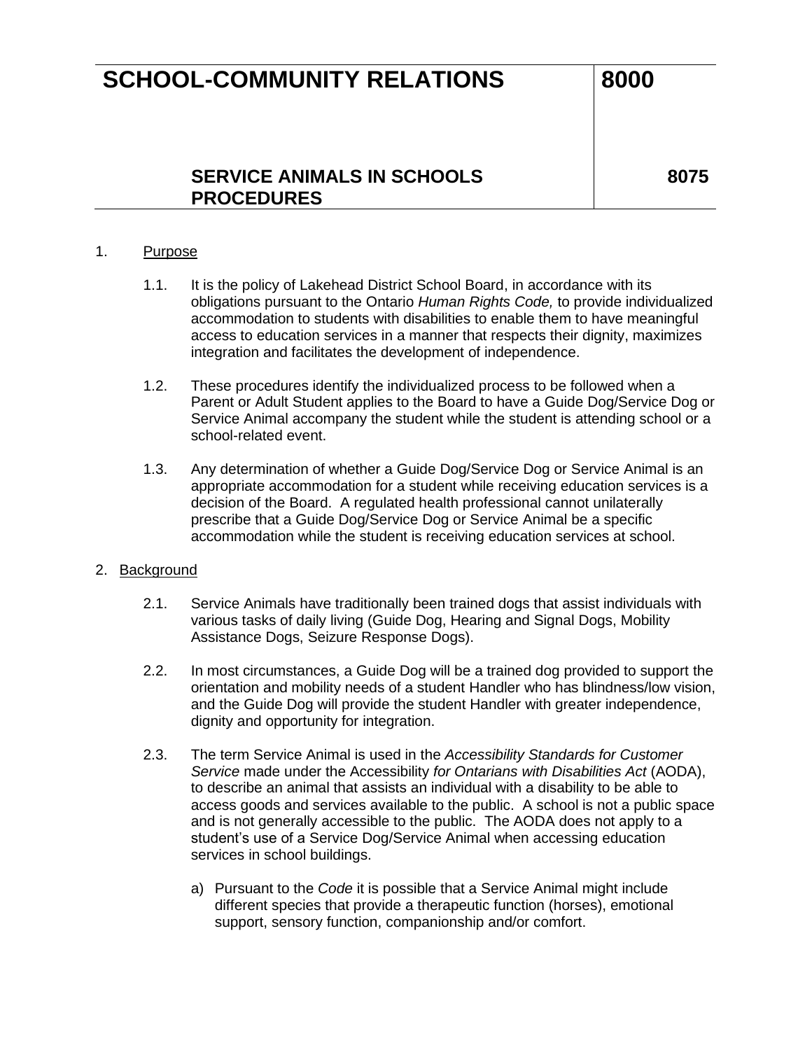# SCHOOL-COMMUNITY RELATIONS — 8000

## SERVICE ANIMALS IN SCHOOLS PROCEDURES — 8075

1. Purpose

   1.1. It is the policy of Lakehead District School Board, in accordance with its obligations pursuant to the Ontario *Human Rights Code,* to provide individualized accommodation to students with disabilities to enable them to have meaningful access to education services in a manner that respects their dignity, maximizes integration and facilitates the development of independence.

   1.2. These procedures identify the individualized process to be followed when a Parent or Adult Student applies to the Board to have a Guide Dog/Service Dog or Service Animal accompany the student while the student is attending school or a school-related event.

   1.3. Any determination of whether a Guide Dog/Service Dog or Service Animal is an appropriate accommodation for a student while receiving education services is a decision of the Board. A regulated health professional cannot unilaterally prescribe that a Guide Dog/Service Dog or Service Animal be a specific accommodation while the student is receiving education services at school.

2. Background

   2.1. Service Animals have traditionally been trained dogs that assist individuals with various tasks of daily living (Guide Dog, Hearing and Signal Dogs, Mobility Assistance Dogs, Seizure Response Dogs).

   2.2. In most circumstances, a Guide Dog will be a trained dog provided to support the orientation and mobility needs of a student Handler who has blindness/low vision, and the Guide Dog will provide the student Handler with greater independence, dignity and opportunity for integration.

   2.3. The term Service Animal is used in the *Accessibility Standards for Customer Service* made under the Accessibility *for Ontarians with Disabilities Act* (AODA), to describe an animal that assists an individual with a disability to be able to access goods and services available to the public. A school is not a public space and is not generally accessible to the public. The AODA does not apply to a student's use of a Service Dog/Service Animal when accessing education services in school buildings.

      a) Pursuant to the *Code* it is possible that a Service Animal might include different species that provide a therapeutic function (horses), emotional support, sensory function, companionship and/or comfort.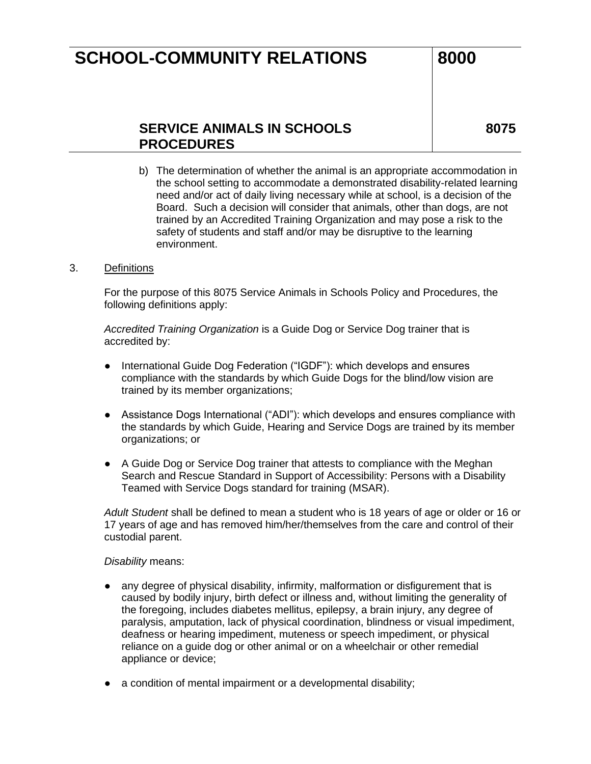b) The determination of whether the animal is an appropriate accommodation in the school setting to accommodate a demonstrated disability-related learning need and/or act of daily living necessary while at school, is a decision of the Board. Such a decision will consider that animals, other than dogs, are not trained by an Accredited Training Organization and may pose a risk to the safety of students and staff and/or may be disruptive to the learning environment.

3. Definitions

For the purpose of this 8075 Service Animals in Schools Policy and Procedures, the following definitions apply:

*Accredited Training Organization* is a Guide Dog or Service Dog trainer that is accredited by:

- International Guide Dog Federation ("IGDF"): which develops and ensures compliance with the standards by which Guide Dogs for the blind/low vision are trained by its member organizations;
- Assistance Dogs International ("ADI"): which develops and ensures compliance with the standards by which Guide, Hearing and Service Dogs are trained by its member organizations; or
- A Guide Dog or Service Dog trainer that attests to compliance with the Meghan Search and Rescue Standard in Support of Accessibility: Persons with a Disability Teamed with Service Dogs standard for training (MSAR).

*Adult Student* shall be defined to mean a student who is 18 years of age or older or 16 or 17 years of age and has removed him/her/themselves from the care and control of their custodial parent.

*Disability* means:

- any degree of physical disability, infirmity, malformation or disfigurement that is caused by bodily injury, birth defect or illness and, without limiting the generality of the foregoing, includes diabetes mellitus, epilepsy, a brain injury, any degree of paralysis, amputation, lack of physical coordination, blindness or visual impediment, deafness or hearing impediment, muteness or speech impediment, or physical reliance on a guide dog or other animal or on a wheelchair or other remedial appliance or device;
- a condition of mental impairment or a developmental disability;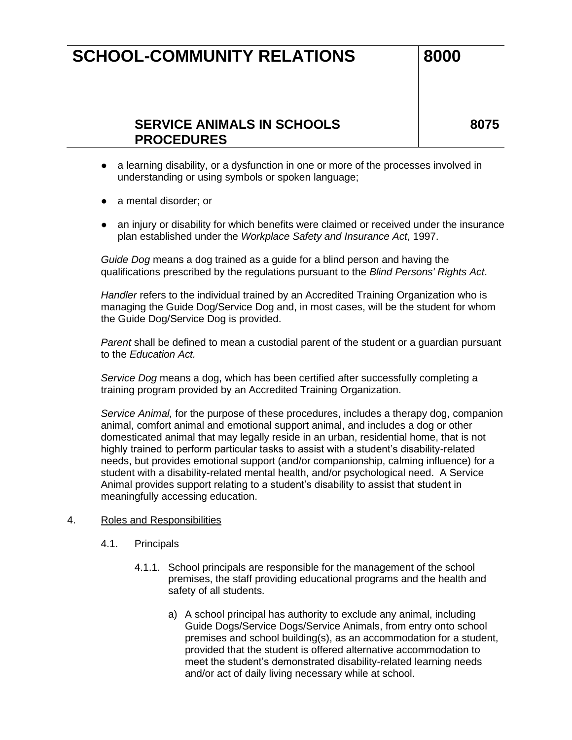- a learning disability, or a dysfunction in one or more of the processes involved in understanding or using symbols or spoken language;
- a mental disorder; or
- an injury or disability for which benefits were claimed or received under the insurance plan established under the *Workplace Safety and Insurance Act*, 1997.

*Guide Dog* means a dog trained as a guide for a blind person and having the qualifications prescribed by the regulations pursuant to the *Blind Persons' Rights Act*.

*Handler* refers to the individual trained by an Accredited Training Organization who is managing the Guide Dog/Service Dog and, in most cases, will be the student for whom the Guide Dog/Service Dog is provided.

*Parent* shall be defined to mean a custodial parent of the student or a guardian pursuant to the *Education Act.*

*Service Dog* means a dog, which has been certified after successfully completing a training program provided by an Accredited Training Organization.

*Service Animal,* for the purpose of these procedures, includes a therapy dog, companion animal, comfort animal and emotional support animal, and includes a dog or other domesticated animal that may legally reside in an urban, residential home, that is not highly trained to perform particular tasks to assist with a student's disability-related needs, but provides emotional support (and/or companionship, calming influence) for a student with a disability-related mental health, and/or psychological need. A Service Animal provides support relating to a student's disability to assist that student in meaningfully accessing education.

4. Roles and Responsibilities

    4.1. Principals

        4.1.1. School principals are responsible for the management of the school premises, the staff providing educational programs and the health and safety of all students.

            a) A school principal has authority to exclude any animal, including Guide Dogs/Service Dogs/Service Animals, from entry onto school premises and school building(s), as an accommodation for a student, provided that the student is offered alternative accommodation to meet the student's demonstrated disability-related learning needs and/or act of daily living necessary while at school.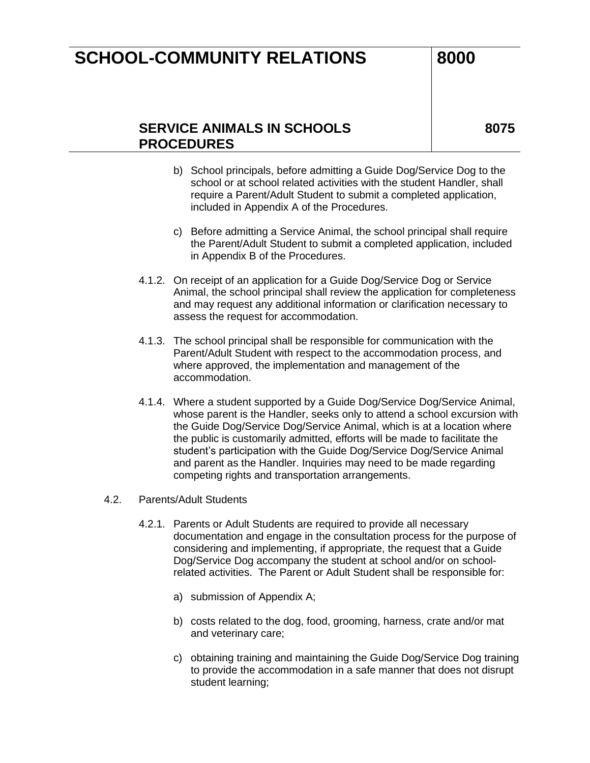b) School principals, before admitting a Guide Dog/Service Dog to the school or at school related activities with the student Handler, shall require a Parent/Adult Student to submit a completed application, included in Appendix A of the Procedures.

c) Before admitting a Service Animal, the school principal shall require the Parent/Adult Student to submit a completed application, included in Appendix B of the Procedures.

4.1.2. On receipt of an application for a Guide Dog/Service Dog or Service Animal, the school principal shall review the application for completeness and may request any additional information or clarification necessary to assess the request for accommodation.

4.1.3. The school principal shall be responsible for communication with the Parent/Adult Student with respect to the accommodation process, and where approved, the implementation and management of the accommodation.

4.1.4. Where a student supported by a Guide Dog/Service Dog/Service Animal, whose parent is the Handler, seeks only to attend a school excursion with the Guide Dog/Service Dog/Service Animal, which is at a location where the public is customarily admitted, efforts will be made to facilitate the student's participation with the Guide Dog/Service Dog/Service Animal and parent as the Handler. Inquiries may need to be made regarding competing rights and transportation arrangements.

4.2. Parents/Adult Students

4.2.1. Parents or Adult Students are required to provide all necessary documentation and engage in the consultation process for the purpose of considering and implementing, if appropriate, the request that a Guide Dog/Service Dog accompany the student at school and/or on school-related activities. The Parent or Adult Student shall be responsible for:

a) submission of Appendix A;

b) costs related to the dog, food, grooming, harness, crate and/or mat and veterinary care;

c) obtaining training and maintaining the Guide Dog/Service Dog training to provide the accommodation in a safe manner that does not disrupt student learning;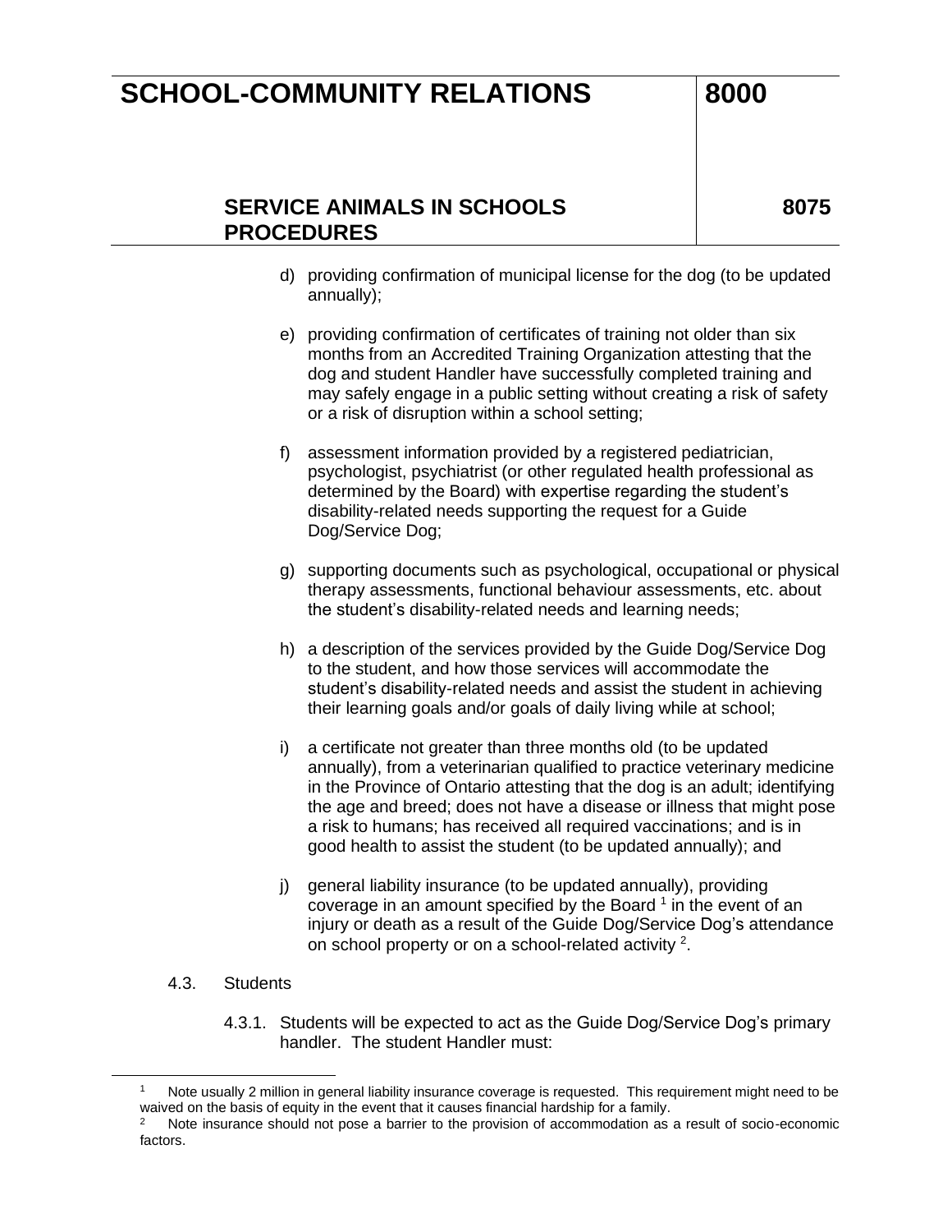d) providing confirmation of municipal license for the dog (to be updated annually);

e) providing confirmation of certificates of training not older than six months from an Accredited Training Organization attesting that the dog and student Handler have successfully completed training and may safely engage in a public setting without creating a risk of safety or a risk of disruption within a school setting;

f) assessment information provided by a registered pediatrician, psychologist, psychiatrist (or other regulated health professional as determined by the Board) with expertise regarding the student's disability-related needs supporting the request for a Guide Dog/Service Dog;

g) supporting documents such as psychological, occupational or physical therapy assessments, functional behaviour assessments, etc. about the student's disability-related needs and learning needs;

h) a description of the services provided by the Guide Dog/Service Dog to the student, and how those services will accommodate the student's disability-related needs and assist the student in achieving their learning goals and/or goals of daily living while at school;

i) a certificate not greater than three months old (to be updated annually), from a veterinarian qualified to practice veterinary medicine in the Province of Ontario attesting that the dog is an adult; identifying the age and breed; does not have a disease or illness that might pose a risk to humans; has received all required vaccinations; and is in good health to assist the student (to be updated annually); and

j) general liability insurance (to be updated annually), providing coverage in an amount specified by the Board [1] in the event of an injury or death as a result of the Guide Dog/Service Dog's attendance on school property or on a school-related activity [2].

4.3. Students

4.3.1. Students will be expected to act as the Guide Dog/Service Dog's primary handler. The student Handler must:

---

[1] Note usually 2 million in general liability insurance coverage is requested. This requirement might need to be waived on the basis of equity in the event that it causes financial hardship for a family.

[2] Note insurance should not pose a barrier to the provision of accommodation as a result of socio-economic factors.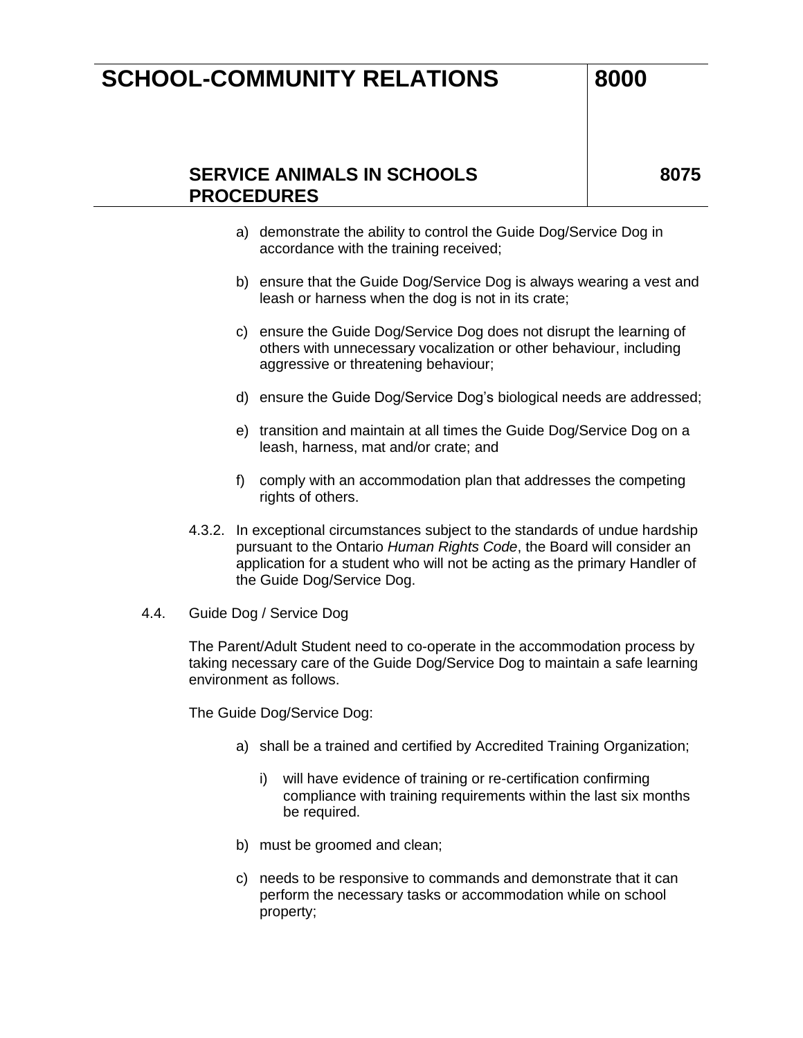a) demonstrate the ability to control the Guide Dog/Service Dog in accordance with the training received;

b) ensure that the Guide Dog/Service Dog is always wearing a vest and leash or harness when the dog is not in its crate;

c) ensure the Guide Dog/Service Dog does not disrupt the learning of others with unnecessary vocalization or other behaviour, including aggressive or threatening behaviour;

d) ensure the Guide Dog/Service Dog's biological needs are addressed;

e) transition and maintain at all times the Guide Dog/Service Dog on a leash, harness, mat and/or crate; and

f) comply with an accommodation plan that addresses the competing rights of others.

4.3.2. In exceptional circumstances subject to the standards of undue hardship pursuant to the Ontario *Human Rights Code*, the Board will consider an application for a student who will not be acting as the primary Handler of the Guide Dog/Service Dog.

4.4. Guide Dog / Service Dog

The Parent/Adult Student need to co-operate in the accommodation process by taking necessary care of the Guide Dog/Service Dog to maintain a safe learning environment as follows.

The Guide Dog/Service Dog:

a) shall be a trained and certified by Accredited Training Organization;

   i) will have evidence of training or re-certification confirming compliance with training requirements within the last six months be required.

b) must be groomed and clean;

c) needs to be responsive to commands and demonstrate that it can perform the necessary tasks or accommodation while on school property;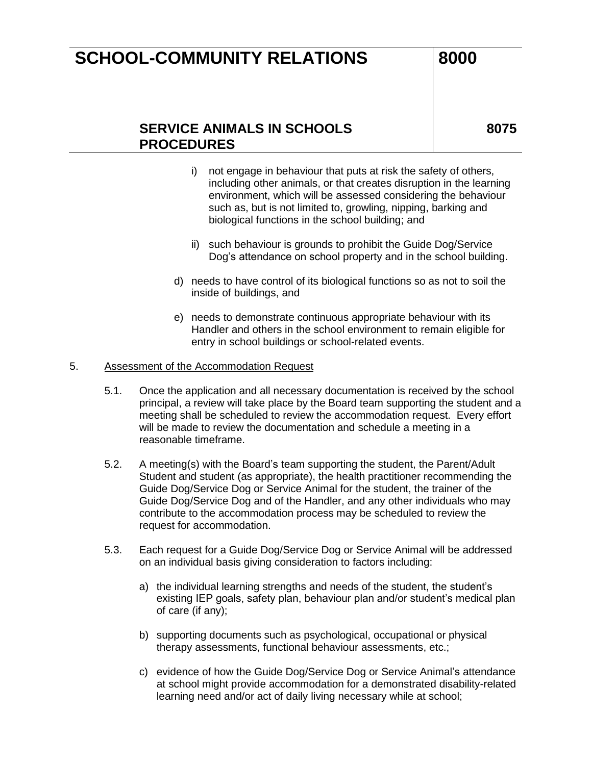i) not engage in behaviour that puts at risk the safety of others, including other animals, or that creates disruption in the learning environment, which will be assessed considering the behaviour such as, but is not limited to, growling, nipping, barking and biological functions in the school building; and

ii) such behaviour is grounds to prohibit the Guide Dog/Service Dog's attendance on school property and in the school building.

d) needs to have control of its biological functions so as not to soil the inside of buildings, and

e) needs to demonstrate continuous appropriate behaviour with its Handler and others in the school environment to remain eligible for entry in school buildings or school-related events.

5. Assessment of the Accommodation Request

5.1. Once the application and all necessary documentation is received by the school principal, a review will take place by the Board team supporting the student and a meeting shall be scheduled to review the accommodation request. Every effort will be made to review the documentation and schedule a meeting in a reasonable timeframe.

5.2. A meeting(s) with the Board's team supporting the student, the Parent/Adult Student and student (as appropriate), the health practitioner recommending the Guide Dog/Service Dog or Service Animal for the student, the trainer of the Guide Dog/Service Dog and of the Handler, and any other individuals who may contribute to the accommodation process may be scheduled to review the request for accommodation.

5.3. Each request for a Guide Dog/Service Dog or Service Animal will be addressed on an individual basis giving consideration to factors including:

a) the individual learning strengths and needs of the student, the student's existing IEP goals, safety plan, behaviour plan and/or student's medical plan of care (if any);

b) supporting documents such as psychological, occupational or physical therapy assessments, functional behaviour assessments, etc.;

c) evidence of how the Guide Dog/Service Dog or Service Animal's attendance at school might provide accommodation for a demonstrated disability-related learning need and/or act of daily living necessary while at school;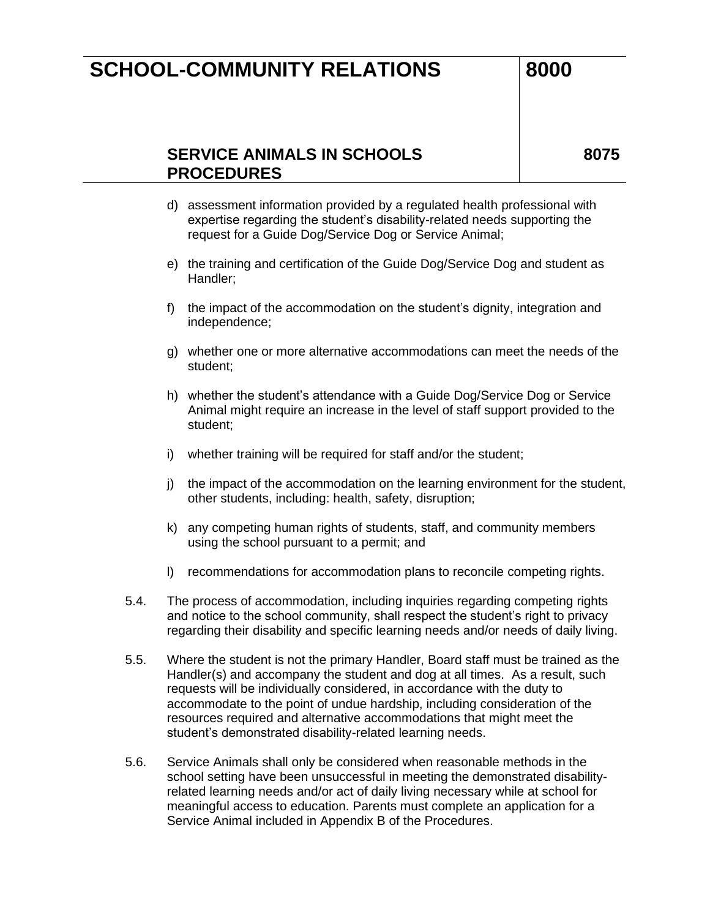d) assessment information provided by a regulated health professional with expertise regarding the student's disability-related needs supporting the request for a Guide Dog/Service Dog or Service Animal;

e) the training and certification of the Guide Dog/Service Dog and student as Handler;

f) the impact of the accommodation on the student's dignity, integration and independence;

g) whether one or more alternative accommodations can meet the needs of the student;

h) whether the student's attendance with a Guide Dog/Service Dog or Service Animal might require an increase in the level of staff support provided to the student;

i) whether training will be required for staff and/or the student;

j) the impact of the accommodation on the learning environment for the student, other students, including: health, safety, disruption;

k) any competing human rights of students, staff, and community members using the school pursuant to a permit; and

l) recommendations for accommodation plans to reconcile competing rights.

5.4. The process of accommodation, including inquiries regarding competing rights and notice to the school community, shall respect the student's right to privacy regarding their disability and specific learning needs and/or needs of daily living.

5.5. Where the student is not the primary Handler, Board staff must be trained as the Handler(s) and accompany the student and dog at all times. As a result, such requests will be individually considered, in accordance with the duty to accommodate to the point of undue hardship, including consideration of the resources required and alternative accommodations that might meet the student's demonstrated disability-related learning needs.

5.6. Service Animals shall only be considered when reasonable methods in the school setting have been unsuccessful in meeting the demonstrated disability-related learning needs and/or act of daily living necessary while at school for meaningful access to education. Parents must complete an application for a Service Animal included in Appendix B of the Procedures.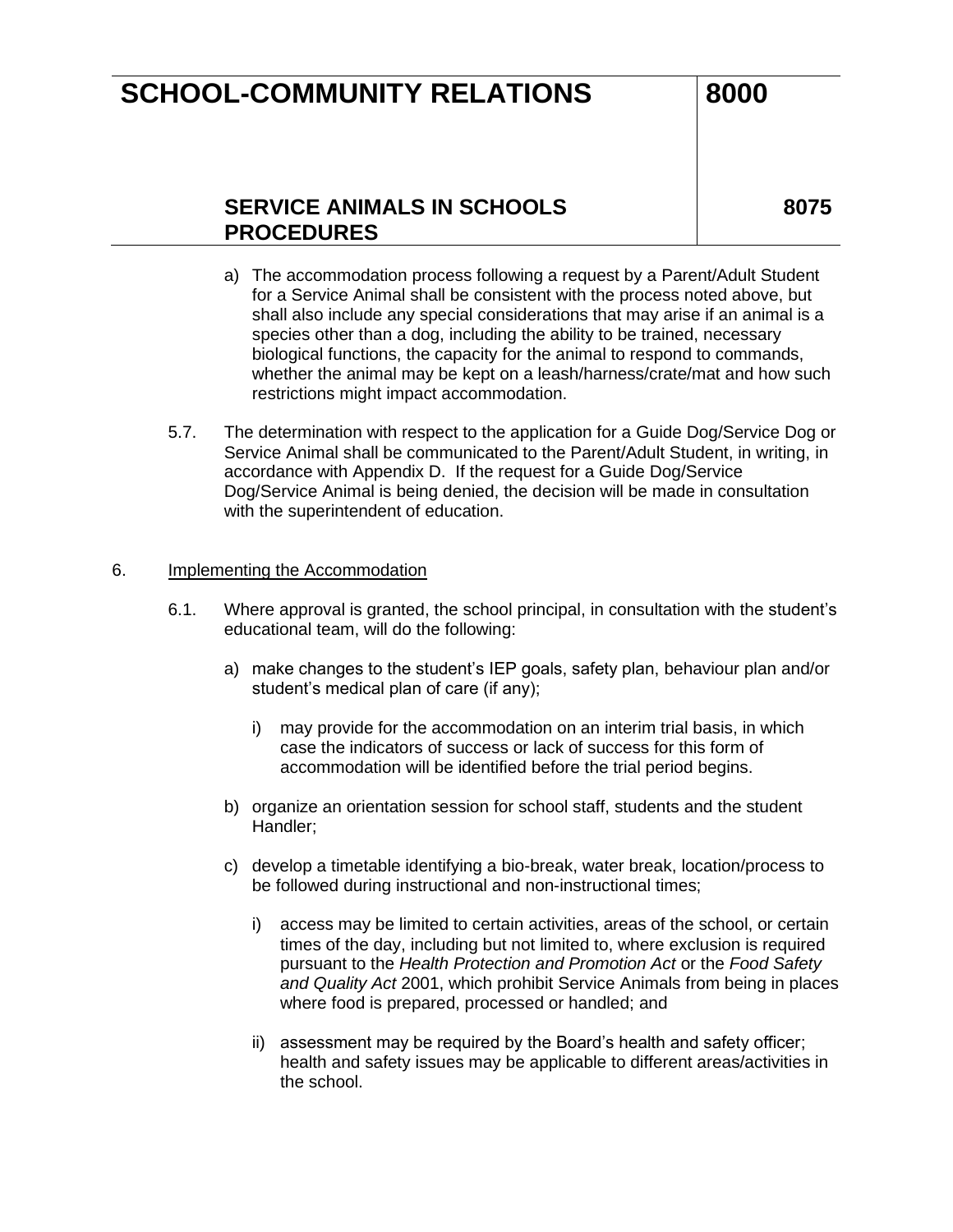a) The accommodation process following a request by a Parent/Adult Student for a Service Animal shall be consistent with the process noted above, but shall also include any special considerations that may arise if an animal is a species other than a dog, including the ability to be trained, necessary biological functions, the capacity for the animal to respond to commands, whether the animal may be kept on a leash/harness/crate/mat and how such restrictions might impact accommodation.

5.7. The determination with respect to the application for a Guide Dog/Service Dog or Service Animal shall be communicated to the Parent/Adult Student, in writing, in accordance with Appendix D. If the request for a Guide Dog/Service Dog/Service Animal is being denied, the decision will be made in consultation with the superintendent of education.

6. <u>Implementing the Accommodation</u>

6.1. Where approval is granted, the school principal, in consultation with the student's educational team, will do the following:

a) make changes to the student's IEP goals, safety plan, behaviour plan and/or student's medical plan of care (if any);

i) may provide for the accommodation on an interim trial basis, in which case the indicators of success or lack of success for this form of accommodation will be identified before the trial period begins.

b) organize an orientation session for school staff, students and the student Handler;

c) develop a timetable identifying a bio-break, water break, location/process to be followed during instructional and non-instructional times;

i) access may be limited to certain activities, areas of the school, or certain times of the day, including but not limited to, where exclusion is required pursuant to the *Health Protection and Promotion Act* or the *Food Safety and Quality Act* 2001, which prohibit Service Animals from being in places where food is prepared, processed or handled; and

ii) assessment may be required by the Board's health and safety officer; health and safety issues may be applicable to different areas/activities in the school.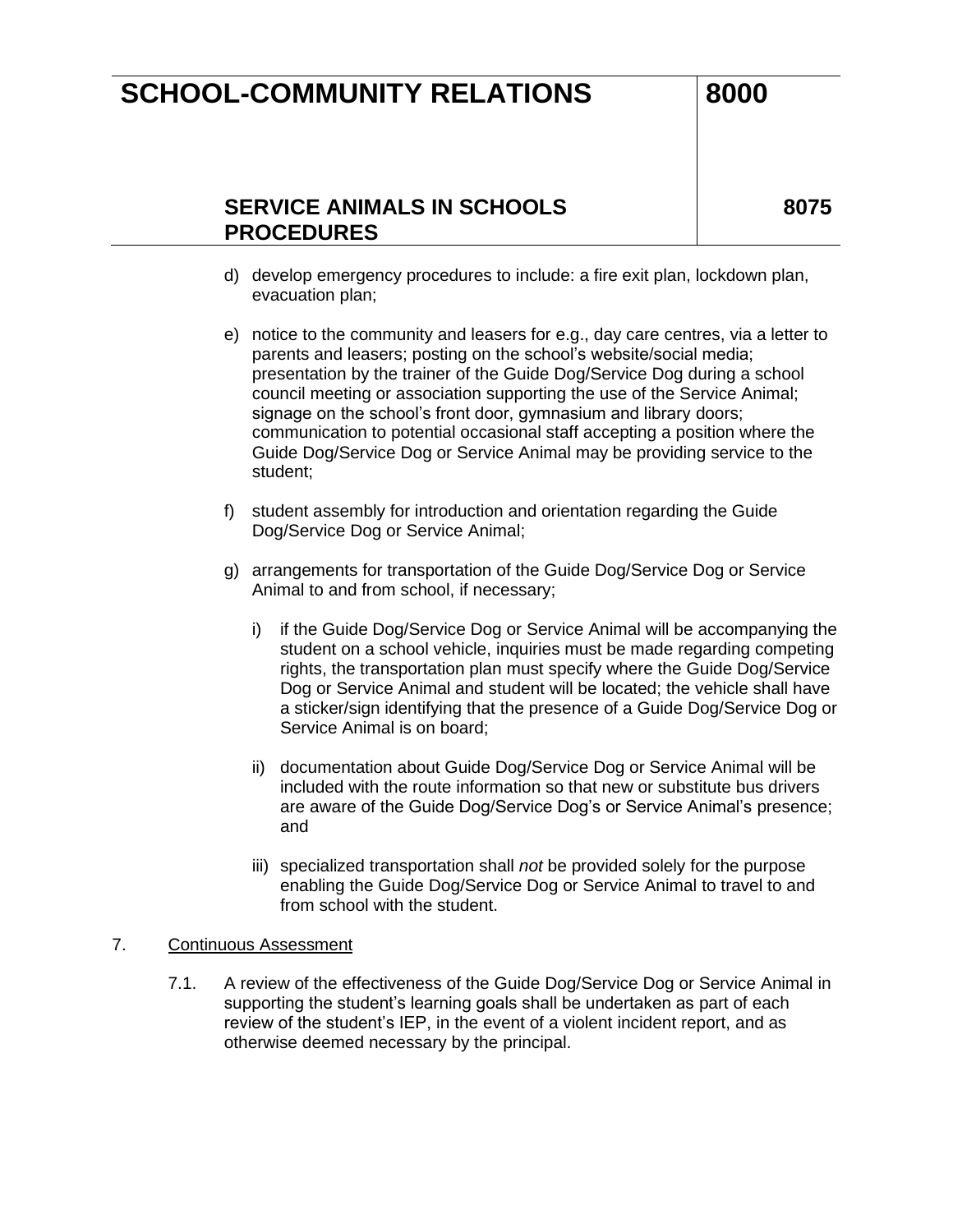d) develop emergency procedures to include: a fire exit plan, lockdown plan, evacuation plan;

e) notice to the community and leasers for e.g., day care centres, via a letter to parents and leasers; posting on the school's website/social media; presentation by the trainer of the Guide Dog/Service Dog during a school council meeting or association supporting the use of the Service Animal; signage on the school's front door, gymnasium and library doors; communication to potential occasional staff accepting a position where the Guide Dog/Service Dog or Service Animal may be providing service to the student;

f) student assembly for introduction and orientation regarding the Guide Dog/Service Dog or Service Animal;

g) arrangements for transportation of the Guide Dog/Service Dog or Service Animal to and from school, if necessary;

   i) if the Guide Dog/Service Dog or Service Animal will be accompanying the student on a school vehicle, inquiries must be made regarding competing rights, the transportation plan must specify where the Guide Dog/Service Dog or Service Animal and student will be located; the vehicle shall have a sticker/sign identifying that the presence of a Guide Dog/Service Dog or Service Animal is on board;

   ii) documentation about Guide Dog/Service Dog or Service Animal will be included with the route information so that new or substitute bus drivers are aware of the Guide Dog/Service Dog's or Service Animal's presence; and

   iii) specialized transportation shall *not* be provided solely for the purpose enabling the Guide Dog/Service Dog or Service Animal to travel to and from school with the student.

7. Continuous Assessment

7.1. A review of the effectiveness of the Guide Dog/Service Dog or Service Animal in supporting the student's learning goals shall be undertaken as part of each review of the student's IEP, in the event of a violent incident report, and as otherwise deemed necessary by the principal.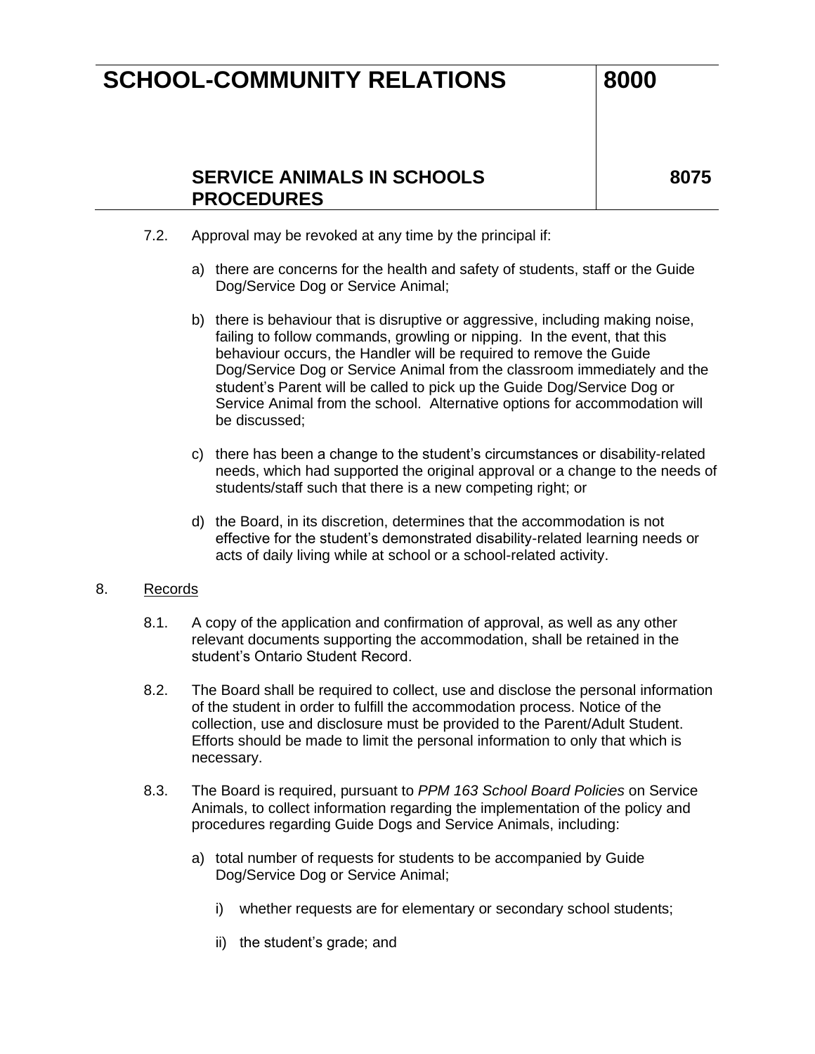7.2. Approval may be revoked at any time by the principal if:

a) there are concerns for the health and safety of students, staff or the Guide Dog/Service Dog or Service Animal;

b) there is behaviour that is disruptive or aggressive, including making noise, failing to follow commands, growling or nipping. In the event, that this behaviour occurs, the Handler will be required to remove the Guide Dog/Service Dog or Service Animal from the classroom immediately and the student's Parent will be called to pick up the Guide Dog/Service Dog or Service Animal from the school. Alternative options for accommodation will be discussed;

c) there has been a change to the student's circumstances or disability-related needs, which had supported the original approval or a change to the needs of students/staff such that there is a new competing right; or

d) the Board, in its discretion, determines that the accommodation is not effective for the student's demonstrated disability-related learning needs or acts of daily living while at school or a school-related activity.

8. Records

8.1. A copy of the application and confirmation of approval, as well as any other relevant documents supporting the accommodation, shall be retained in the student's Ontario Student Record.

8.2. The Board shall be required to collect, use and disclose the personal information of the student in order to fulfill the accommodation process. Notice of the collection, use and disclosure must be provided to the Parent/Adult Student. Efforts should be made to limit the personal information to only that which is necessary.

8.3. The Board is required, pursuant to *PPM 163 School Board Policies* on Service Animals, to collect information regarding the implementation of the policy and procedures regarding Guide Dogs and Service Animals, including:

a) total number of requests for students to be accompanied by Guide Dog/Service Dog or Service Animal;

i) whether requests are for elementary or secondary school students;

ii) the student's grade; and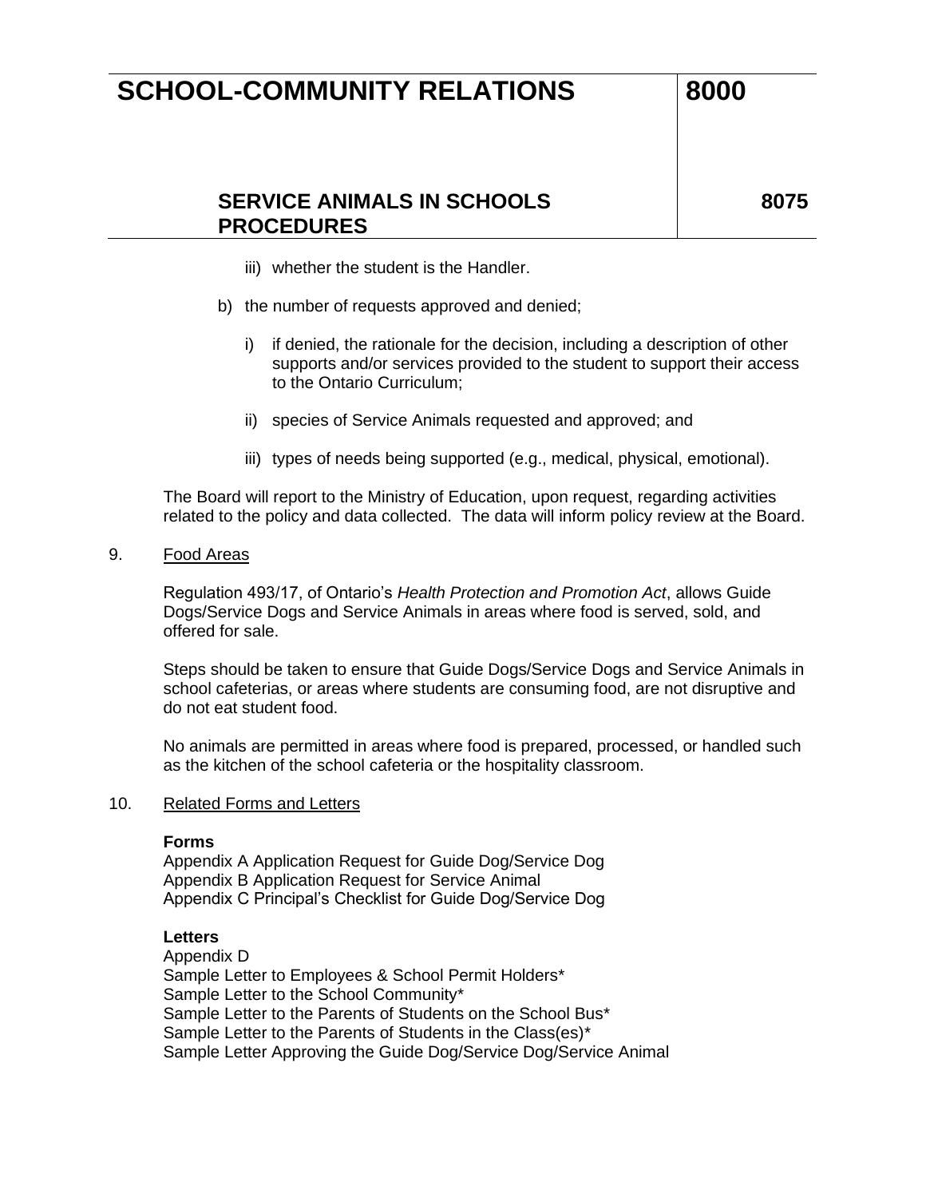iii) whether the student is the Handler.

b) the number of requests approved and denied;

   i) if denied, the rationale for the decision, including a description of other supports and/or services provided to the student to support their access to the Ontario Curriculum;

   ii) species of Service Animals requested and approved; and

   iii) types of needs being supported (e.g., medical, physical, emotional).

The Board will report to the Ministry of Education, upon request, regarding activities related to the policy and data collected. The data will inform policy review at the Board.

9. Food Areas

Regulation 493/17, of Ontario's *Health Protection and Promotion Act*, allows Guide Dogs/Service Dogs and Service Animals in areas where food is served, sold, and offered for sale.

Steps should be taken to ensure that Guide Dogs/Service Dogs and Service Animals in school cafeterias, or areas where students are consuming food, are not disruptive and do not eat student food.

No animals are permitted in areas where food is prepared, processed, or handled such as the kitchen of the school cafeteria or the hospitality classroom.

10. Related Forms and Letters

**Forms**
Appendix A Application Request for Guide Dog/Service Dog
Appendix B Application Request for Service Animal
Appendix C Principal's Checklist for Guide Dog/Service Dog

**Letters**
Appendix D
Sample Letter to Employees & School Permit Holders*
Sample Letter to the School Community*
Sample Letter to the Parents of Students on the School Bus*
Sample Letter to the Parents of Students in the Class(es)*
Sample Letter Approving the Guide Dog/Service Dog/Service Animal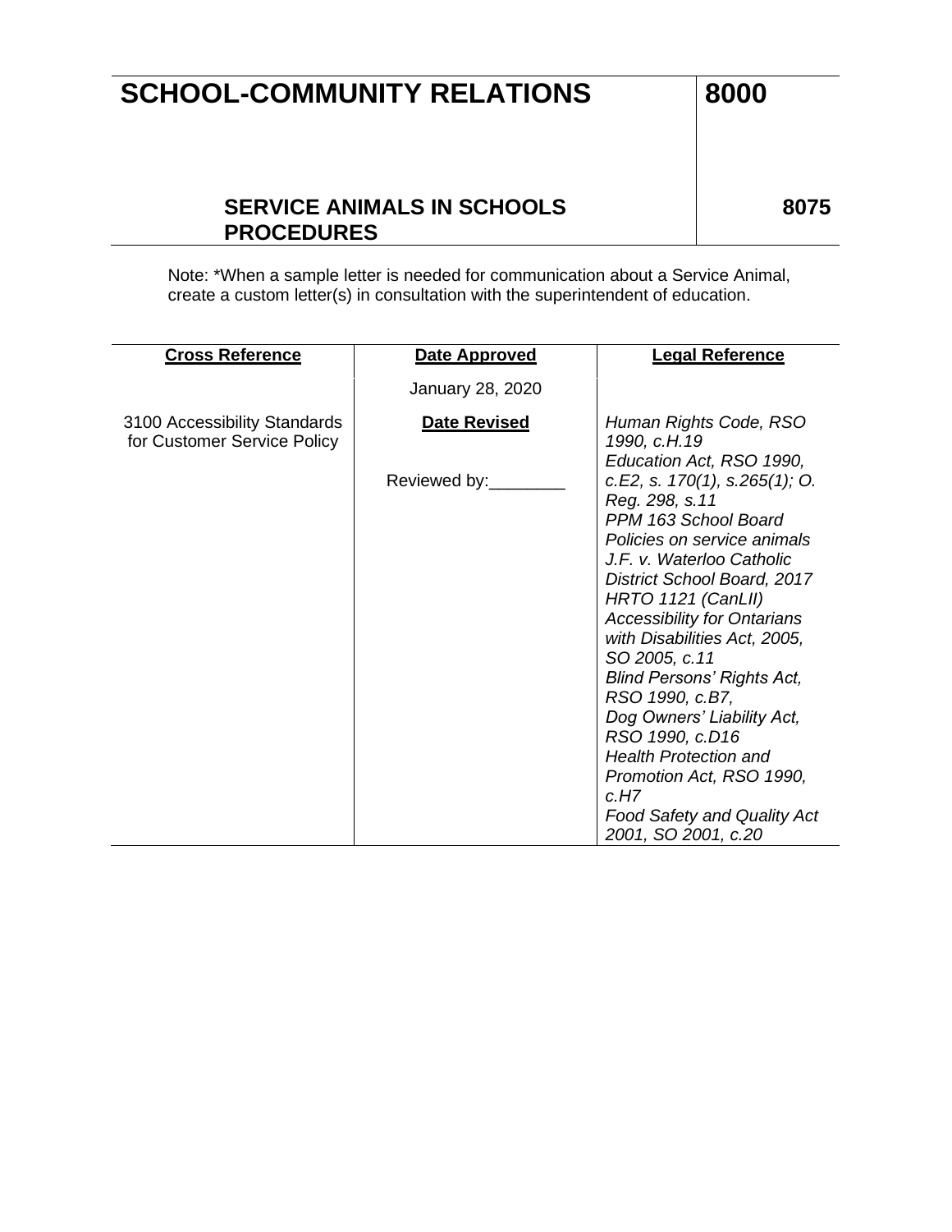# SCHOOL-COMMUNITY RELATIONS — 8000

## SERVICE ANIMALS IN SCHOOLS PROCEDURES — 8075

Note: *When a sample letter is needed for communication about a Service Animal, create a custom letter(s) in consultation with the superintendent of education.

| **Cross Reference** | **Date Approved** | **Legal Reference** |
|---|---|---|
| 3100 Accessibility Standards for Customer Service Policy | January 28, 2020<br><br>**Date Revised**<br><br>Reviewed by:________ | *Human Rights Code, RSO 1990, c.H.19*<br>*Education Act, RSO 1990, c.E2, s. 170(1), s.265(1); O. Reg. 298, s.11*<br>*PPM 163 School Board Policies on service animals*<br>*J.F. v. Waterloo Catholic District School Board, 2017 HRTO 1121 (CanLII)*<br>*Accessibility for Ontarians with Disabilities Act, 2005, SO 2005, c.11*<br>*Blind Persons' Rights Act, RSO 1990, c.B7,*<br>*Dog Owners' Liability Act, RSO 1990, c.D16*<br>*Health Protection and Promotion Act, RSO 1990, c.H7*<br>*Food Safety and Quality Act 2001, SO 2001, c.20* |